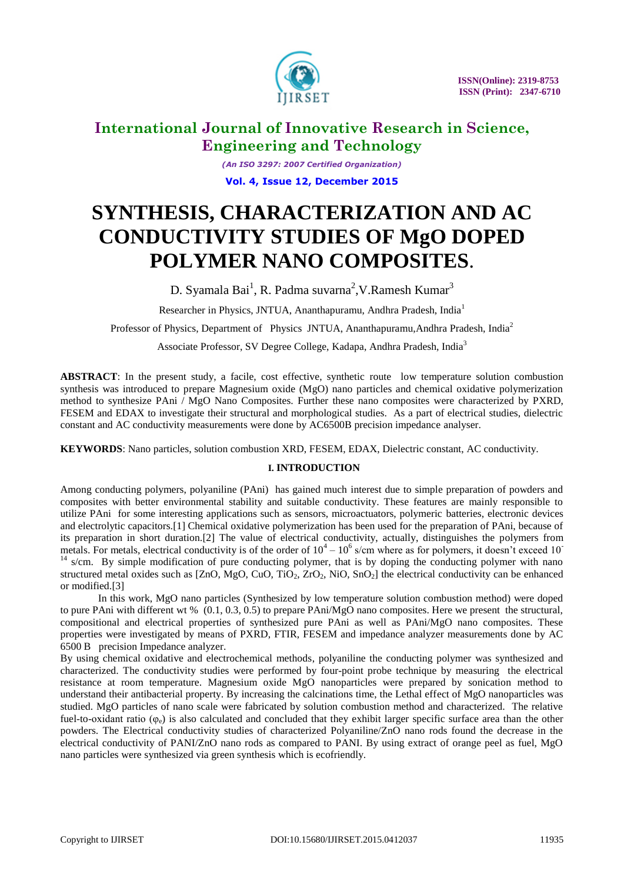# International Journal of Innovative Research in Science, Engineering and Technology

*(An ISO 3297: 2007 Certified Organization)*

**Vol. 4, Issue 12, December 2015**

# SYNTHESIS, CHARACTERIZATION AND AC CONDUCTIVITY STUDIES OF MgO DOPED POLYMER NANO COMPOSITES.

D. Syamala Bai[1], R. Padma suvarna[2], V.Ramesh Kumar[3]

Researcher in Physics, JNTUA, Ananthapuramu, Andhra Pradesh, India[1]

Professor of Physics, Department of Physics JNTUA, Ananthapuramu, Andhra Pradesh, India[2]

Associate Professor, SV Degree College, Kadapa, Andhra Pradesh, India[3]

**ABSTRACT**: In the present study, a facile, cost effective, synthetic route low temperature solution combustion synthesis was introduced to prepare Magnesium oxide (MgO) nano particles and chemical oxidative polymerization method to synthesize PAni / MgO Nano Composites. Further these nano composites were characterized by PXRD, FESEM and EDAX to investigate their structural and morphological studies. As a part of electrical studies, dielectric constant and AC conductivity measurements were done by AC6500B precision impedance analyser.

**KEYWORDS**: Nano particles, solution combustion XRD, FESEM, EDAX, Dielectric constant, AC conductivity.

## I. INTRODUCTION

Among conducting polymers, polyaniline (PAni) has gained much interest due to simple preparation of powders and composites with better environmental stability and suitable conductivity. These features are mainly responsible to utilize PAni for some interesting applications such as sensors, microactuators, polymeric batteries, electronic devices and electrolytic capacitors.[1] Chemical oxidative polymerization has been used for the preparation of PAni, because of its preparation in short duration.[2] The value of electrical conductivity, actually, distinguishes the polymers from metals. For metals, electrical conductivity is of the order of $10^4 – 10^6$ s/cm where as for polymers, it doesn't exceed $10^{-14}$ s/cm. By simple modification of pure conducting polymer, that is by doping the conducting polymer with nano structured metal oxides such as [ZnO, MgO, CuO, $TiO_2$, $ZrO_2$, NiO, $SnO_2$] the electrical conductivity can be enhanced or modified.[3]

In this work, MgO nano particles (Synthesized by low temperature solution combustion method) were doped to pure PAni with different wt % (0.1, 0.3, 0.5) to prepare PAni/MgO nano composites. Here we present the structural, compositional and electrical properties of synthesized pure PAni as well as PAni/MgO nano composites. These properties were investigated by means of PXRD, FTIR, FESEM and impedance analyzer measurements done by AC 6500 B precision Impedance analyzer.

By using chemical oxidative and electrochemical methods, polyaniline the conducting polymer was synthesized and characterized. The conductivity studies were performed by four-point probe technique by measuring the electrical resistance at room temperature. Magnesium oxide MgO nanoparticles were prepared by sonication method to understand their antibacterial property. By increasing the calcinations time, the Lethal effect of MgO nanoparticles was studied. MgO particles of nano scale were fabricated by solution combustion method and characterized. The relative fuel-to-oxidant ratio ($\varphi_e$) is also calculated and concluded that they exhibit larger specific surface area than the other powders. The Electrical conductivity studies of characterized Polyaniline/ZnO nano rods found the decrease in the electrical conductivity of PANI/ZnO nano rods as compared to PANI. By using extract of orange peel as fuel, MgO nano particles were synthesized via green synthesis which is ecofriendly.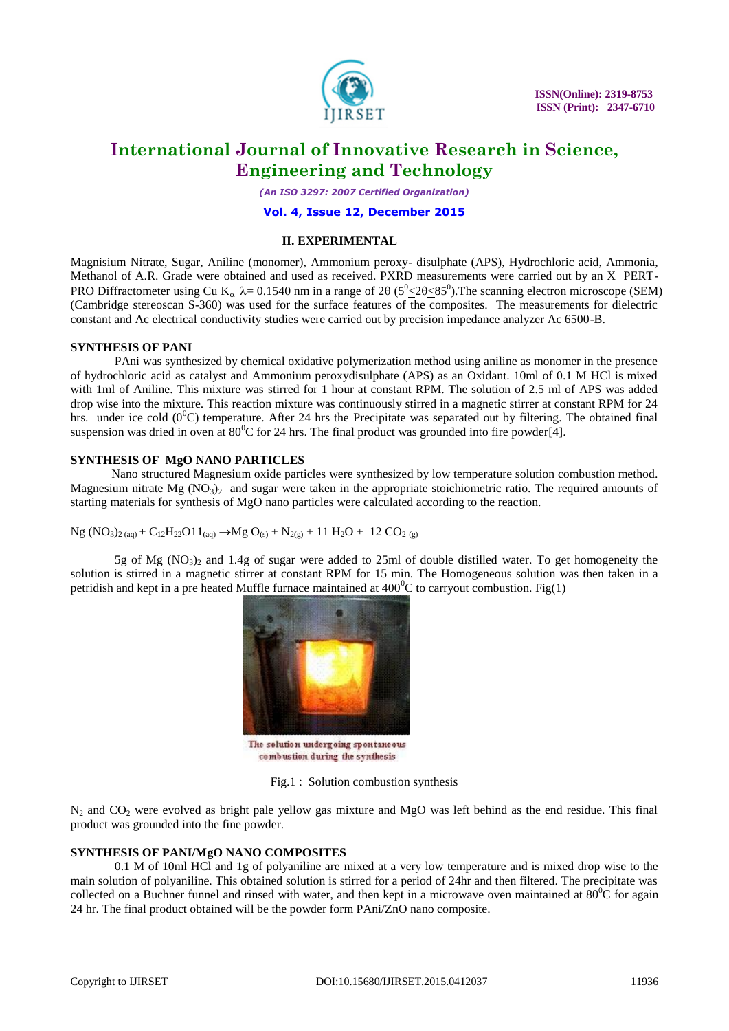## II. EXPERIMENTAL

Magnisium Nitrate, Sugar, Aniline (monomer), Ammonium peroxy- disulphate (APS), Hydrochloric acid, Ammonia, Methanol of A.R. Grade were obtained and used as received. PXRD measurements were carried out by an X PERT-PRO Diffractometer using Cu $K_\alpha$ $\lambda$= 0.1540 nm in a range of $2\theta$ ($5^0 \leq 2\theta \leq 85^0$).The scanning electron microscope (SEM) (Cambridge stereoscan S-360) was used for the surface features of the composites. The measurements for dielectric constant and Ac electrical conductivity studies were carried out by precision impedance analyzer Ac 6500-B.

### SYNTHESIS OF PANI

PAni was synthesized by chemical oxidative polymerization method using aniline as monomer in the presence of hydrochloric acid as catalyst and Ammonium peroxydisulphate (APS) as an Oxidant. 10ml of 0.1 M HCl is mixed with 1ml of Aniline. This mixture was stirred for 1 hour at constant RPM. The solution of 2.5 ml of APS was added drop wise into the mixture. This reaction mixture was continuously stirred in a magnetic stirrer at constant RPM for 24 hrs. under ice cold ($0^0$C) temperature. After 24 hrs the Precipitate was separated out by filtering. The obtained final suspension was dried in oven at $80^0$C for 24 hrs. The final product was grounded into fire powder[4].

### SYNTHESIS OF MgO NANO PARTICLES

Nano structured Magnesium oxide particles were synthesized by low temperature solution combustion method. Magnesium nitrate $Mg\ (NO_3)_2$ and sugar were taken in the appropriate stoichiometric ratio. The required amounts of starting materials for synthesis of MgO nano particles were calculated according to the reaction.

$$Ng\ (NO_3)_{2\ (aq)} + C_{12}H_{22}O11_{(aq)} \rightarrow Mg\ O_{(s)} + N_{2(g)} + 11\ H_2O + 12\ CO_{2\ (g)}$$

5g of $Mg\ (NO_3)_2$ and 1.4g of sugar were added to 25ml of double distilled water. To get homogeneity the solution is stirred in a magnetic stirrer at constant RPM for 15 min. The Homogeneous solution was then taken in a petridish and kept in a pre heated Muffle furnace maintained at $400^0$C to carryout combustion. Fig(1)

The solution undergoing spontaneous combustion during the synthesis

Fig.1 : Solution combustion synthesis

$N_2$ and $CO_2$ were evolved as bright pale yellow gas mixture and MgO was left behind as the end residue. This final product was grounded into the fine powder.

### SYNTHESIS OF PANI/MgO NANO COMPOSITES

0.1 M of 10ml HCl and 1g of polyaniline are mixed at a very low temperature and is mixed drop wise to the main solution of polyaniline. This obtained solution is stirred for a period of 24hr and then filtered. The precipitate was collected on a Buchner funnel and rinsed with water, and then kept in a microwave oven maintained at $80^0$C for again 24 hr. The final product obtained will be the powder form PAni/ZnO nano composite.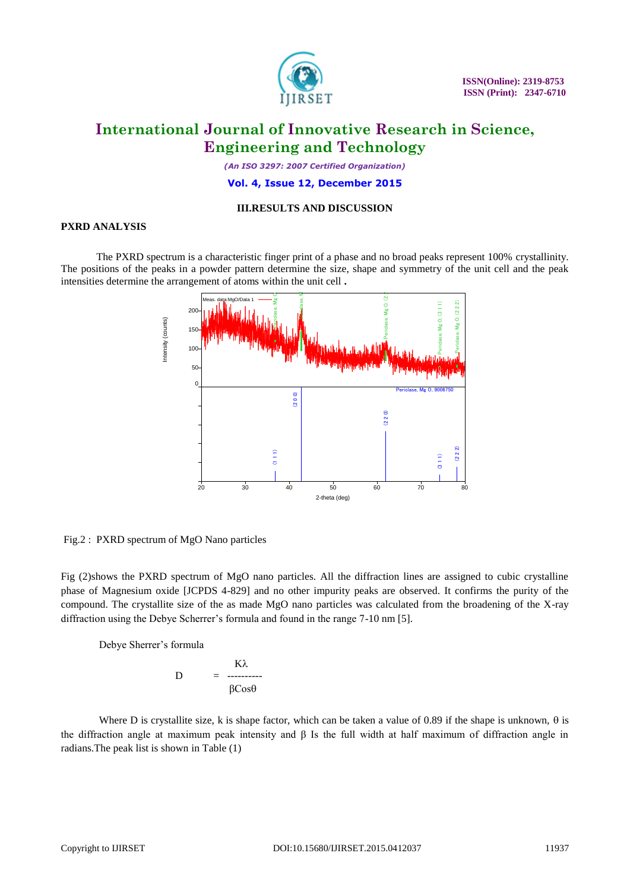## III.RESULTS AND DISCUSSION

### PXRD ANALYSIS

The PXRD spectrum is a characteristic finger print of a phase and no broad peaks represent 100% crystallinity. The positions of the peaks in a powder pattern determine the size, shape and symmetry of the unit cell and the peak intensities determine the arrangement of atoms within the unit cell **.**

Fig.2 : PXRD spectrum of MgO Nano particles

Fig (2)shows the PXRD spectrum of MgO nano particles. All the diffraction lines are assigned to cubic crystalline phase of Magnesium oxide [JCPDS 4-829] and no other impurity peaks are observed. It confirms the purity of the compound. The crystallite size of the as made MgO nano particles was calculated from the broadening of the X-ray diffraction using the Debye Scherrer's formula and found in the range 7-10 nm [5].

Debye Sherrer's formula

$$D = \frac{K\lambda}{\beta \cos\theta}$$

Where D is crystallite size, k is shape factor, which can be taken a value of 0.89 if the shape is unknown, θ is the diffraction angle at maximum peak intensity and β Is the full width at half maximum of diffraction angle in radians.The peak list is shown in Table (1)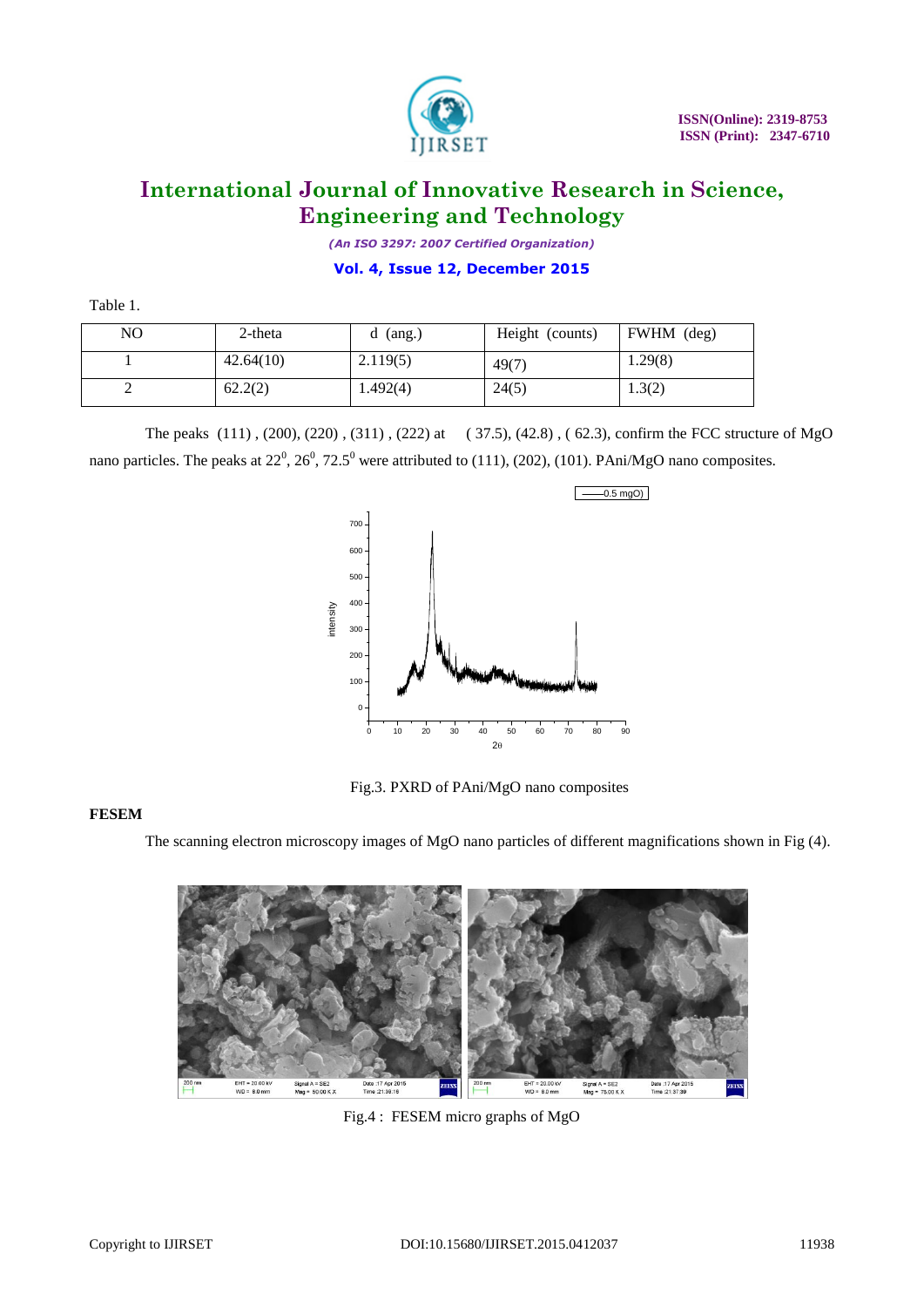Table 1.

| NO | 2-theta | d (ang.) | Height (counts) | FWHM (deg) |
|---|---|---|---|---|
| 1 | 42.64(10) | 2.119(5) | 49(7) | 1.29(8) |
| 2 | 62.2(2) | 1.492(4) | 24(5) | 1.3(2) |

The peaks (111) , (200), (220) , (311) , (222) at ( 37.5), (42.8) , ( 62.3), confirm the FCC structure of MgO nano particles. The peaks at $22^0$, $26^0$, $72.5^0$ were attributed to (111), (202), (101). PAni/MgO nano composites.

Fig.3. PXRD of PAni/MgO nano composites

**FESEM**

The scanning electron microscopy images of MgO nano particles of different magnifications shown in Fig (4).

Fig.4 : FESEM micro graphs of MgO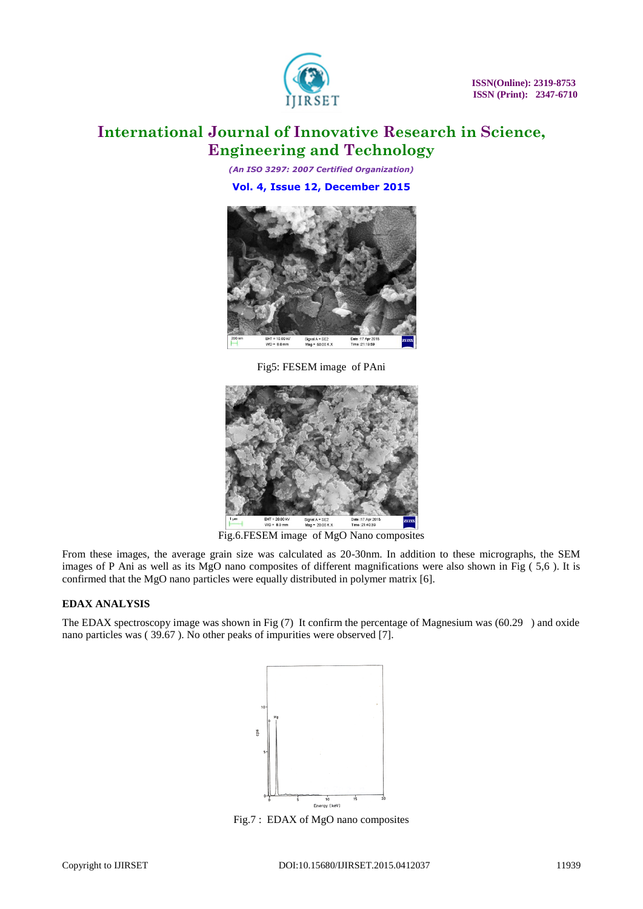Fig5: FESEM image of PAni

Fig.6.FESEM image of MgO Nano composites

From these images, the average grain size was calculated as 20-30nm. In addition to these micrographs, the SEM images of P Ani as well as its MgO nano composites of different magnifications were also shown in Fig ( 5,6 ). It is confirmed that the MgO nano particles were equally distributed in polymer matrix [6].

### EDAX ANALYSIS

The EDAX spectroscopy image was shown in Fig (7) It confirm the percentage of Magnesium was (60.29 ) and oxide nano particles was ( 39.67 ). No other peaks of impurities were observed [7].

Fig.7 : EDAX of MgO nano composites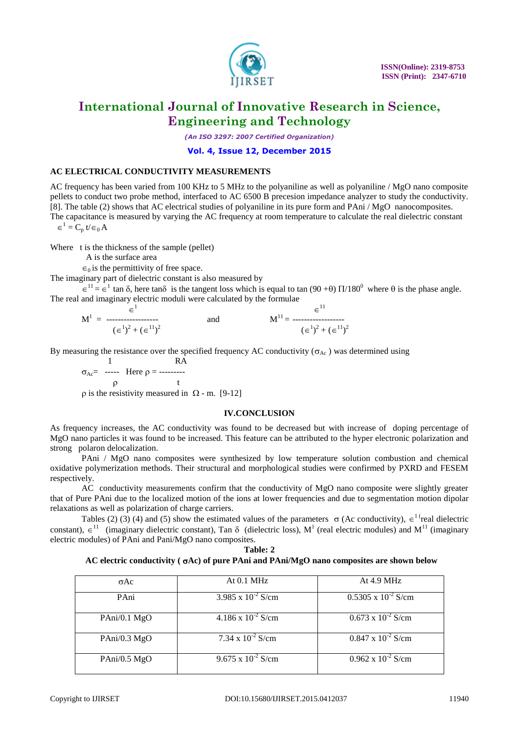### AC ELECTRICAL CONDUCTIVITY MEASUREMENTS

AC frequency has been varied from 100 KHz to 5 MHz to the polyaniline as well as polyaniline / MgO nano composite pellets to conduct two probe method, interfaced to AC 6500 B precesion impedance analyzer to study the conductivity. [8]. The table (2) shows that AC electrical studies of polyaniline in its pure form and PAni / MgO nanocomposites. The capacitance is measured by varying the AC frequency at room temperature to calculate the real dielectric constant

$$\epsilon^{1} = C_p\, t / \epsilon_0 A$$

Where t is the thickness of the sample (pellet)

A is the surface area

$\epsilon_0$ is the permittivity of free space.

The imaginary part of dielectric constant is also measured by

$\epsilon^{11} = \epsilon^{1} \tan\delta$, here $\tan\delta$ is the tangent loss which is equal to $\tan(90+\theta)\,\Pi/180^{0}$ where $\theta$ is the phase angle.

The real and imaginary electric moduli were calculated by the formulae

$$M^{1} = \frac{\epsilon^{1}}{(\epsilon^{1})^2 + (\epsilon^{11})^2} \quad \text{and} \quad M^{11} = \frac{\epsilon^{11}}{(\epsilon^{1})^2 + (\epsilon^{11})^2}$$

By measuring the resistance over the specified frequency AC conductivity ($\sigma_{Ac}$) was determined using

$$\sigma_{Ac} = \frac{1}{\rho} \quad \text{Here } \rho = \frac{RA}{t}$$

$\rho$ is the resistivity measured in $\Omega$ - m. [9-12]

## IV.CONCLUSION

As frequency increases, the AC conductivity was found to be decreased but with increase of doping percentage of MgO nano particles it was found to be increased. This feature can be attributed to the hyper electronic polarization and strong polaron delocalization.

PAni / MgO nano composites were synthesized by low temperature solution combustion and chemical oxidative polymerization methods. Their structural and morphological studies were confirmed by PXRD and FESEM respectively.

AC conductivity measurements confirm that the conductivity of MgO nano composite were slightly greater that of Pure PAni due to the localized motion of the ions at lower frequencies and due to segmentation motion dipolar relaxations as well as polarization of charge carriers.

Tables (2) (3) (4) and (5) show the estimated values of the parameters $\sigma$ (Ac conductivity), $\epsilon^{1}$ (real dielectric constant), $\epsilon^{11}$ (imaginary dielectric constant), Tan $\delta$ (dielectric loss), $M^{1}$ (real electric modules) and $M^{11}$ (imaginary electric modules) of PAni and Pani/MgO nano composites.

**Table: 2**

**AC electric conductivity ($\sigma$Ac) of pure PAni and PAni/MgO nano composites are shown below**

| $\sigma$Ac | At 0.1 MHz | At 4.9 MHz |
|---|---|---|
| PAni | $3.985 \times 10^{-2}$ S/cm | $0.5305 \times 10^{-2}$ S/cm |
| PAni/0.1 MgO | $4.186 \times 10^{-2}$ S/cm | $0.673 \times 10^{-2}$ S/cm |
| PAni/0.3 MgO | $7.34 \times 10^{-2}$ S/cm | $0.847 \times 10^{-2}$ S/cm |
| PAni/0.5 MgO | $9.675 \times 10^{-2}$ S/cm | $0.962 \times 10^{-2}$ S/cm |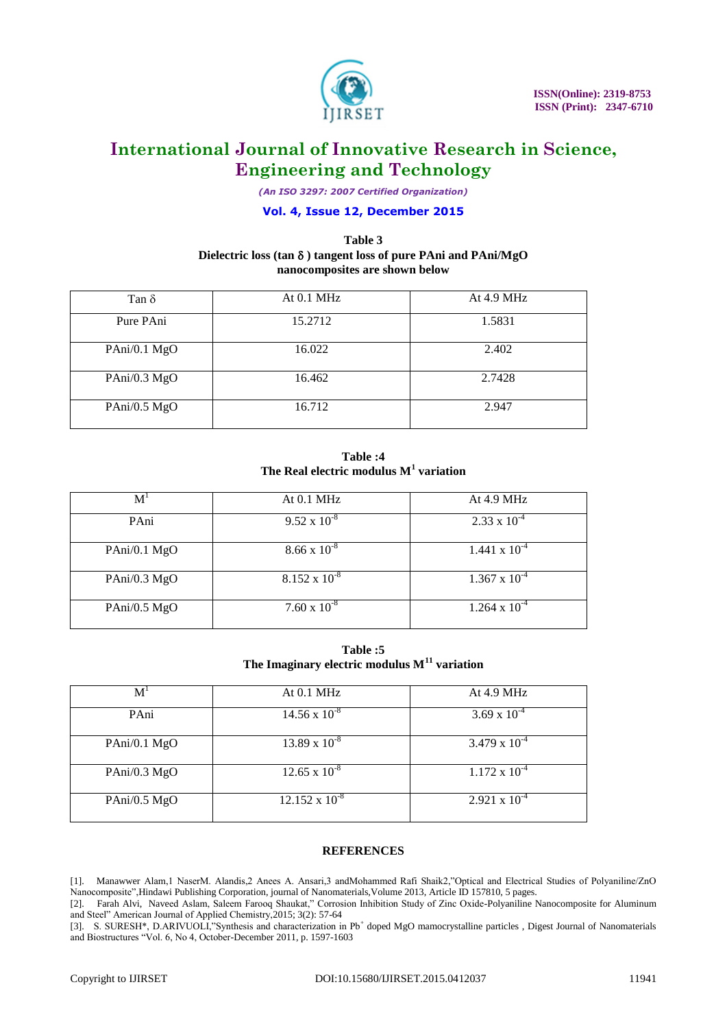**Table 3**
**Dielectric loss (tan δ ) tangent loss of pure PAni and PAni/MgO nanocomposites are shown below**

| Tan δ | At 0.1 MHz | At 4.9 MHz |
|---|---|---|
| Pure PAni | 15.2712 | 1.5831 |
| PAni/0.1 MgO | 16.022 | 2.402 |
| PAni/0.3 MgO | 16.462 | 2.7428 |
| PAni/0.5 MgO | 16.712 | 2.947 |

**Table :4**
**The Real electric modulus $M^1$ variation**

| $M^1$ | At 0.1 MHz | At 4.9 MHz |
|---|---|---|
| PAni | $9.52 \times 10^{-8}$ | $2.33 \times 10^{-4}$ |
| PAni/0.1 MgO | $8.66 \times 10^{-8}$ | $1.441 \times 10^{-4}$ |
| PAni/0.3 MgO | $8.152 \times 10^{-8}$ | $1.367 \times 10^{-4}$ |
| PAni/0.5 MgO | $7.60 \times 10^{-8}$ | $1.264 \times 10^{-4}$ |

**Table :5**
**The Imaginary electric modulus $M^{11}$ variation**

| $M^1$ | At 0.1 MHz | At 4.9 MHz |
|---|---|---|
| PAni | $14.56 \times 10^{-8}$ | $3.69 \times 10^{-4}$ |
| PAni/0.1 MgO | $13.89 \times 10^{-8}$ | $3.479 \times 10^{-4}$ |
| PAni/0.3 MgO | $12.65 \times 10^{-8}$ | $1.172 \times 10^{-4}$ |
| PAni/0.5 MgO | $12.152 \times 10^{-8}$ | $2.921 \times 10^{-4}$ |

## REFERENCES

[1]. Manawwer Alam,1 NaserM. Alandis,2 Anees A. Ansari,3 andMohammed Rafi Shaik2,"Optical and Electrical Studies of Polyaniline/ZnO Nanocomposite",Hindawi Publishing Corporation, journal of Nanomaterials,Volume 2013, Article ID 157810, 5 pages.

[2]. Farah Alvi, Naveed Aslam, Saleem Farooq Shaukat," Corrosion Inhibition Study of Zinc Oxide-Polyaniline Nanocomposite for Aluminum and Steel" American Journal of Applied Chemistry,2015; 3(2): 57-64

[3]. S. SURESH*, D.ARIVUOLI,"Synthesis and characterization in $Pb^+$ doped MgO mamocrystalline particles , Digest Journal of Nanomaterials and Biostructures "Vol. 6, No 4, October-December 2011, p. 1597-1603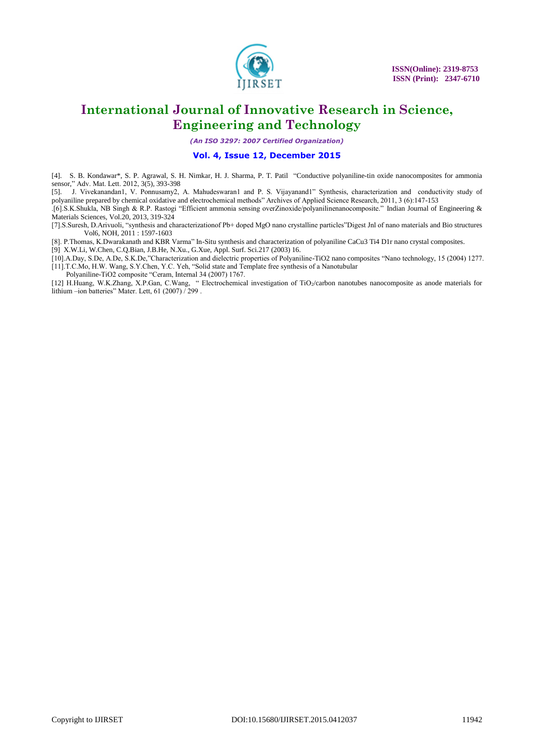[4]. S. B. Kondawar*, S. P. Agrawal, S. H. Nimkar, H. J. Sharma, P. T. Patil "Conductive polyaniline-tin oxide nanocomposites for ammonia sensor," Adv. Mat. Lett. 2012, 3(5), 393-398

[5]. J. Vivekanandan1, V. Ponnusamy2, A. Mahudeswaran1 and P. S. Vijayanand1" Synthesis, characterization and conductivity study of polyaniline prepared by chemical oxidative and electrochemical methods" Archives of Applied Science Research, 2011, 3 (6):147-153

.[6].S.K.Shukla, NB Singh & R.P. Rastogi "Efficient ammonia sensing overZinoxide/polyanilinenanocomposite." Indian Journal of Engineering & Materials Sciences, Vol.20, 2013, 319-324

[7].S.Suresh, D.Arivuoli, "synthesis and characterizationof Pb+ doped MgO nano crystalline particles"Digest Jnl of nano materials and Bio structures Vol6, NOH, 2011 : 1597-1603

[8]. P.Thomas, K.Dwarakanath and KBR Varma" In-Situ synthesis and characterization of polyaniline CaCu3 Ti4 D1r nano crystal composites.

[9] X.W.Li, W.Chen, C.Q.Bian, J.B.He, N.Xu., G.Xue, Appl. Surf. Sci.217 (2003) 16.

[10].A.Day, S.De, A.De, S.K.De,"Characterization and dielectric properties of Polyaniline-TiO2 nano composites "Nano technology, 15 (2004) 1277.

[11].T.C.Mo, H.W. Wang, S.Y.Chen, Y.C. Yeh, "Solid state and Template free synthesis of a Nanotubular Polyaniline-TiO2 composite "Ceram, Internal 34 (2007) 1767.

[12] H.Huang, W.K.Zhang, X.P.Gan, C.Wang, " Electrochemical investigation of $TiO_2$/carbon nanotubes nanocomposite as anode materials for lithium –ion batteries" Mater. Lett, 61 (2007) / 299 .